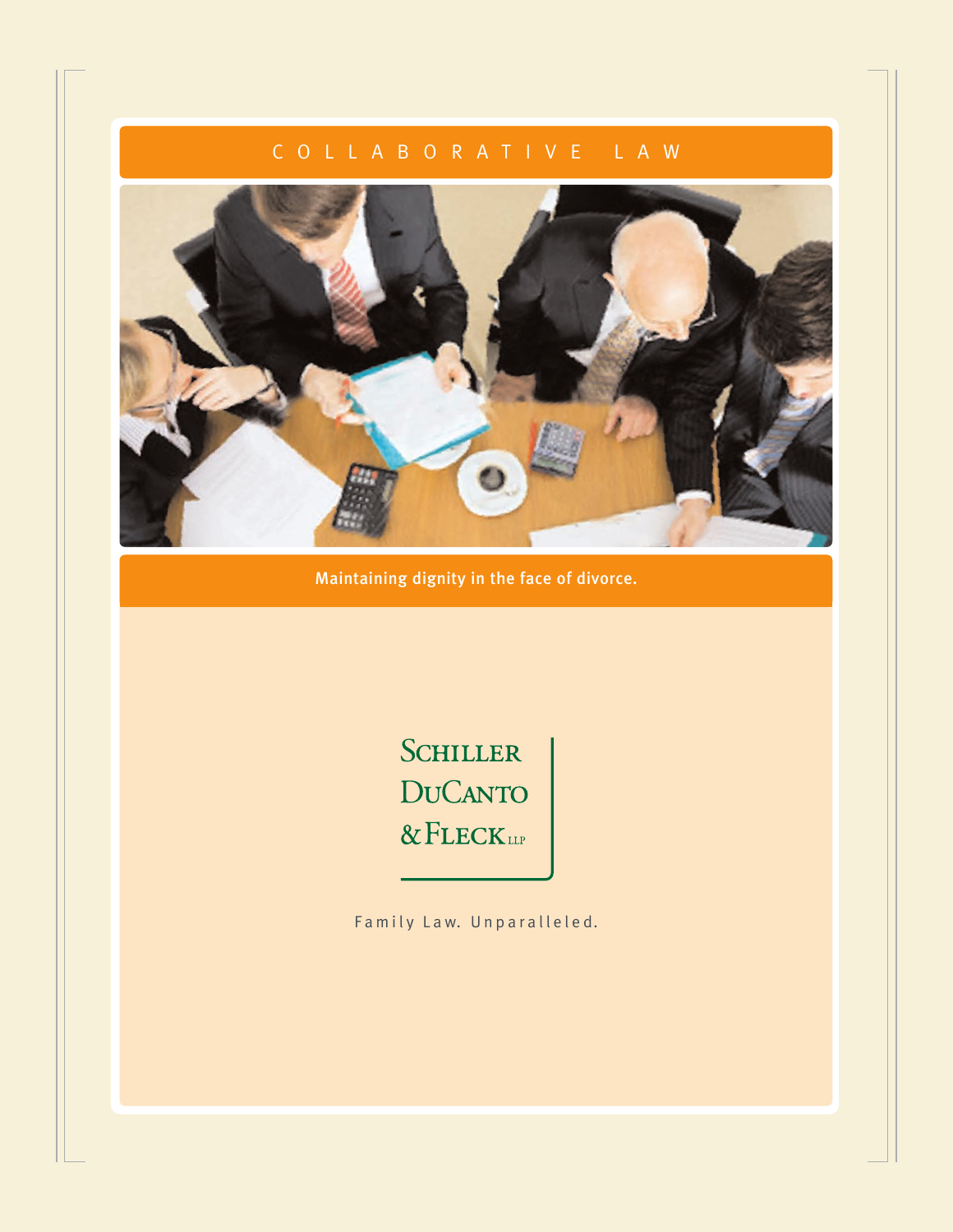# COLLABORATIVE LAW

Maintaining dignity in the face of divorce.

SCHILLER
DUCANTO
& FLECK LLP

Family Law. Unparalleled.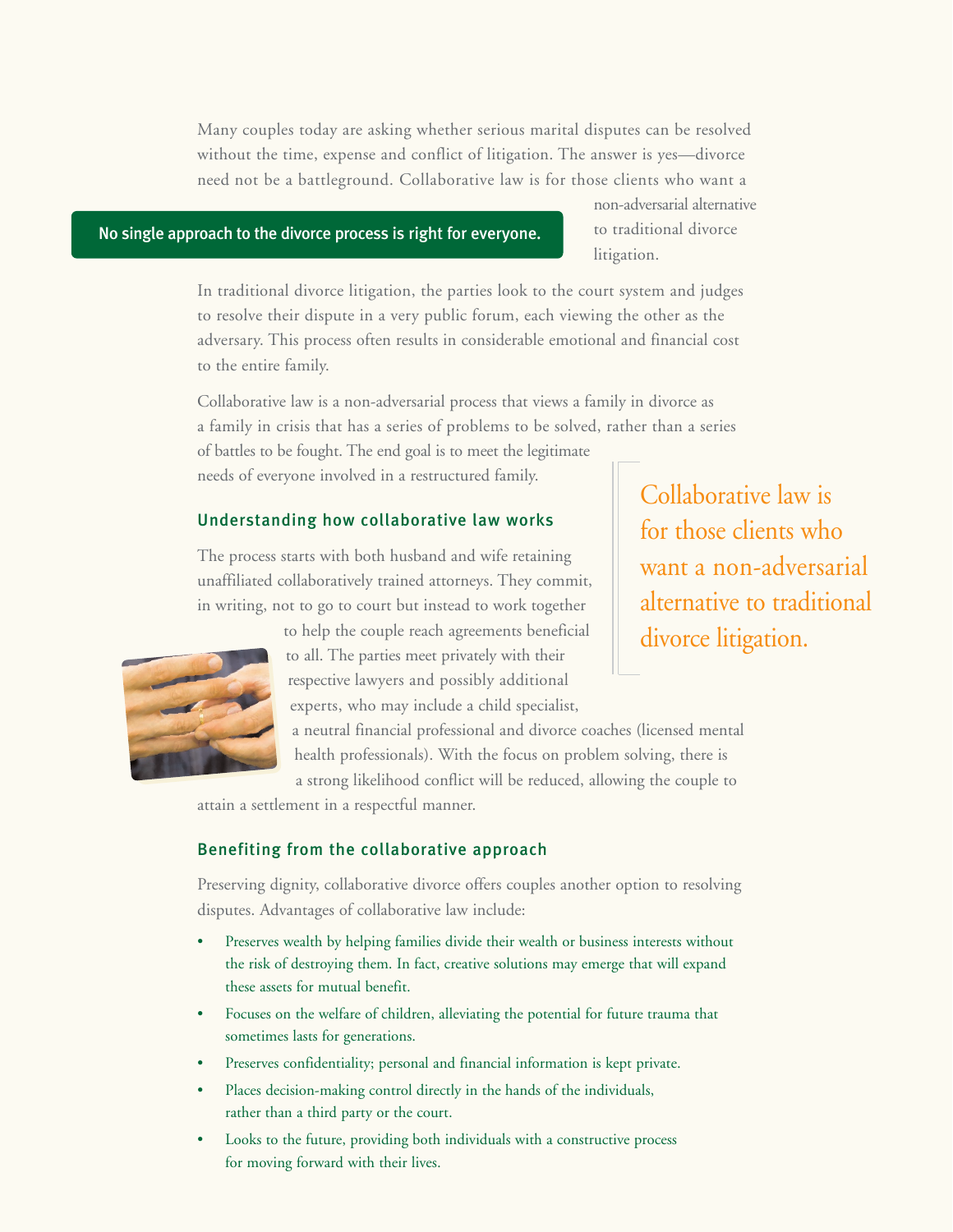Many couples today are asking whether serious marital disputes can be resolved without the time, expense and conflict of litigation. The answer is yes—divorce need not be a battleground. Collaborative law is for those clients who want a non-adversarial alternative to traditional divorce litigation.

**No single approach to the divorce process is right for everyone.**

In traditional divorce litigation, the parties look to the court system and judges to resolve their dispute in a very public forum, each viewing the other as the adversary. This process often results in considerable emotional and financial cost to the entire family.

Collaborative law is a non-adversarial process that views a family in divorce as a family in crisis that has a series of problems to be solved, rather than a series of battles to be fought. The end goal is to meet the legitimate needs of everyone involved in a restructured family.

> Collaborative law is for those clients who want a non-adversarial alternative to traditional divorce litigation.

### Understanding how collaborative law works

The process starts with both husband and wife retaining unaffiliated collaboratively trained attorneys. They commit, in writing, not to go to court but instead to work together to help the couple reach agreements beneficial to all. The parties meet privately with their respective lawyers and possibly additional experts, who may include a child specialist, a neutral financial professional and divorce coaches (licensed mental health professionals). With the focus on problem solving, there is a strong likelihood conflict will be reduced, allowing the couple to attain a settlement in a respectful manner.

### Benefiting from the collaborative approach

Preserving dignity, collaborative divorce offers couples another option to resolving disputes. Advantages of collaborative law include:

- Preserves wealth by helping families divide their wealth or business interests without the risk of destroying them. In fact, creative solutions may emerge that will expand these assets for mutual benefit.
- Focuses on the welfare of children, alleviating the potential for future trauma that sometimes lasts for generations.
- Preserves confidentiality; personal and financial information is kept private.
- Places decision-making control directly in the hands of the individuals, rather than a third party or the court.
- Looks to the future, providing both individuals with a constructive process for moving forward with their lives.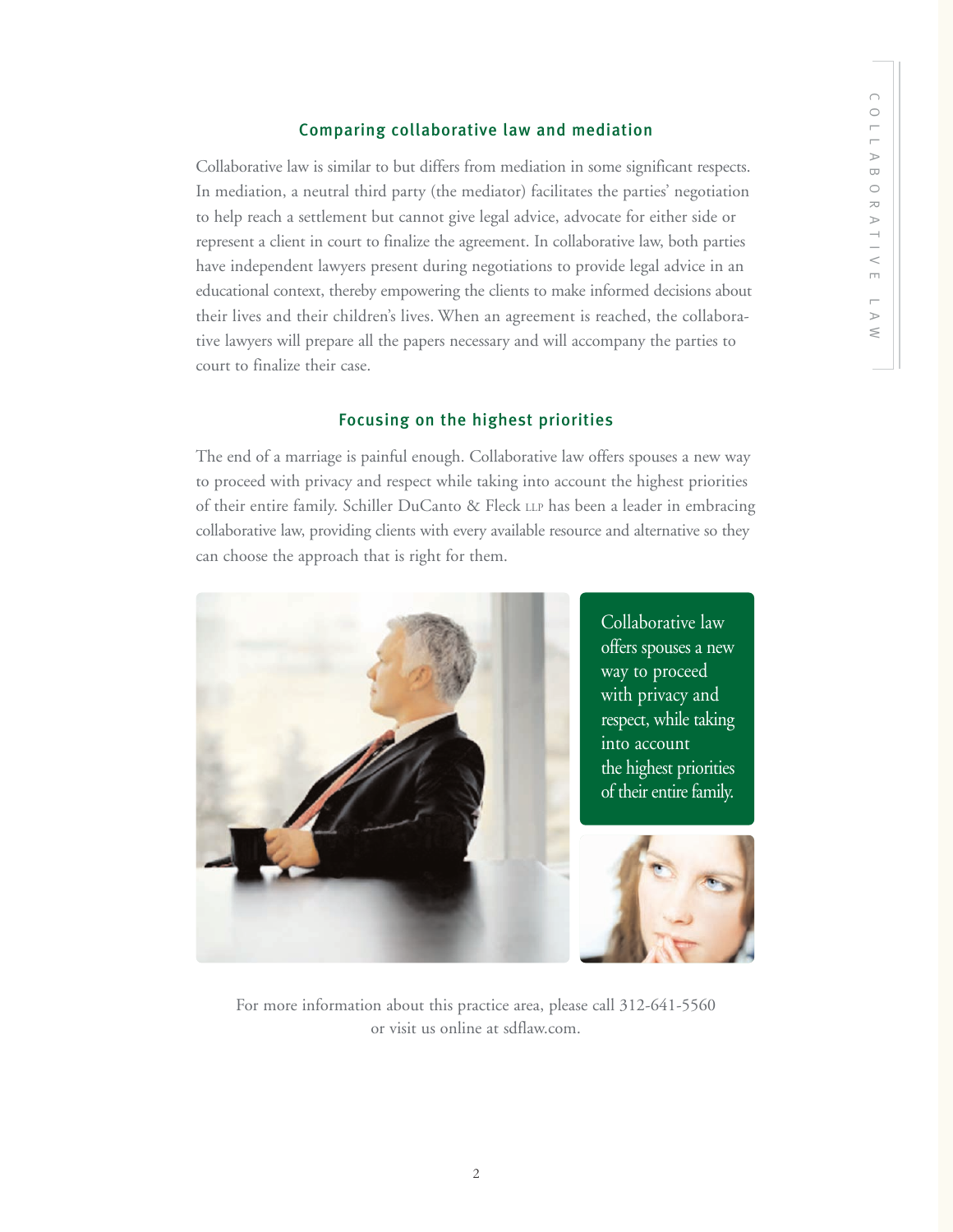## Comparing collaborative law and mediation

Collaborative law is similar to but differs from mediation in some significant respects. In mediation, a neutral third party (the mediator) facilitates the parties' negotiation to help reach a settlement but cannot give legal advice, advocate for either side or represent a client in court to finalize the agreement. In collaborative law, both parties have independent lawyers present during negotiations to provide legal advice in an educational context, thereby empowering the clients to make informed decisions about their lives and their children's lives. When an agreement is reached, the collaborative lawyers will prepare all the papers necessary and will accompany the parties to court to finalize their case.

## Focusing on the highest priorities

The end of a marriage is painful enough. Collaborative law offers spouses a new way to proceed with privacy and respect while taking into account the highest priorities of their entire family. Schiller DuCanto & Fleck LLP has been a leader in embracing collaborative law, providing clients with every available resource and alternative so they can choose the approach that is right for them.

Collaborative law offers spouses a new way to proceed with privacy and respect, while taking into account the highest priorities of their entire family.

For more information about this practice area, please call 312-641-5560 or visit us online at sdflaw.com.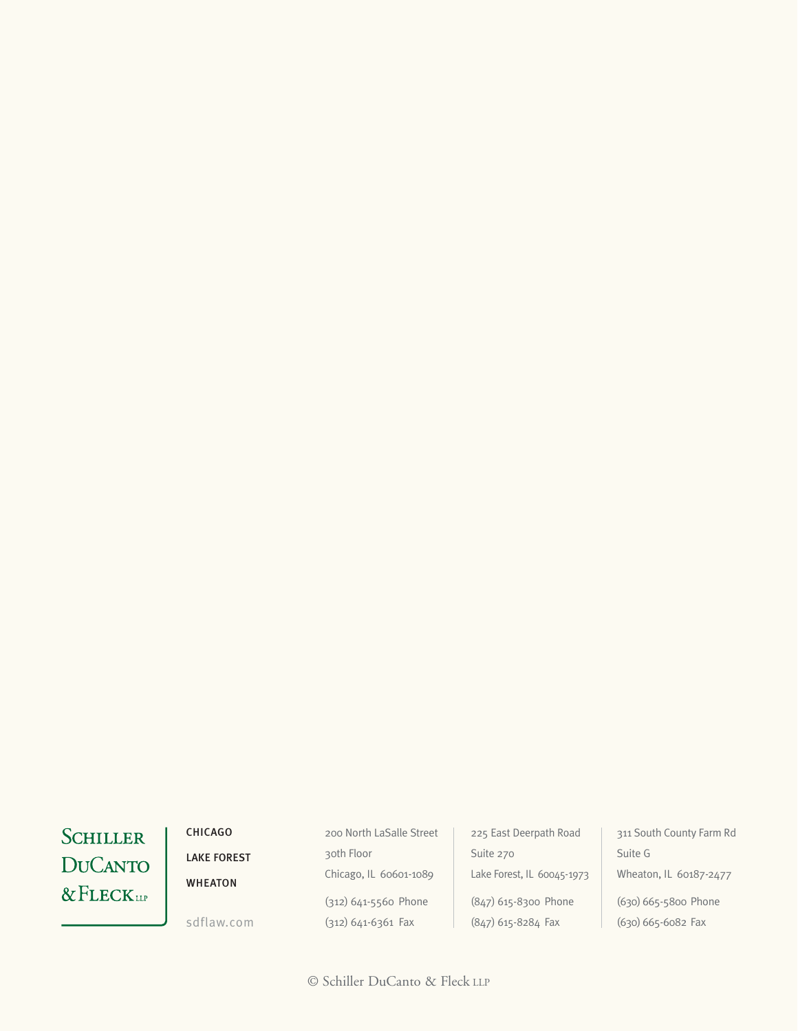**Schiller DuCanto & Fleck LLP**

CHICAGO
LAKE FOREST
WHEATON

sdflaw.com

200 North LaSalle Street
30th Floor
Chicago, IL 60601-1089
(312) 641-5560 Phone
(312) 641-6361 Fax

225 East Deerpath Road
Suite 270
Lake Forest, IL 60045-1973
(847) 615-8300 Phone
(847) 615-8284 Fax

311 South County Farm Rd
Suite G
Wheaton, IL 60187-2477
(630) 665-5800 Phone
(630) 665-6082 Fax

© Schiller DuCanto & Fleck LLP